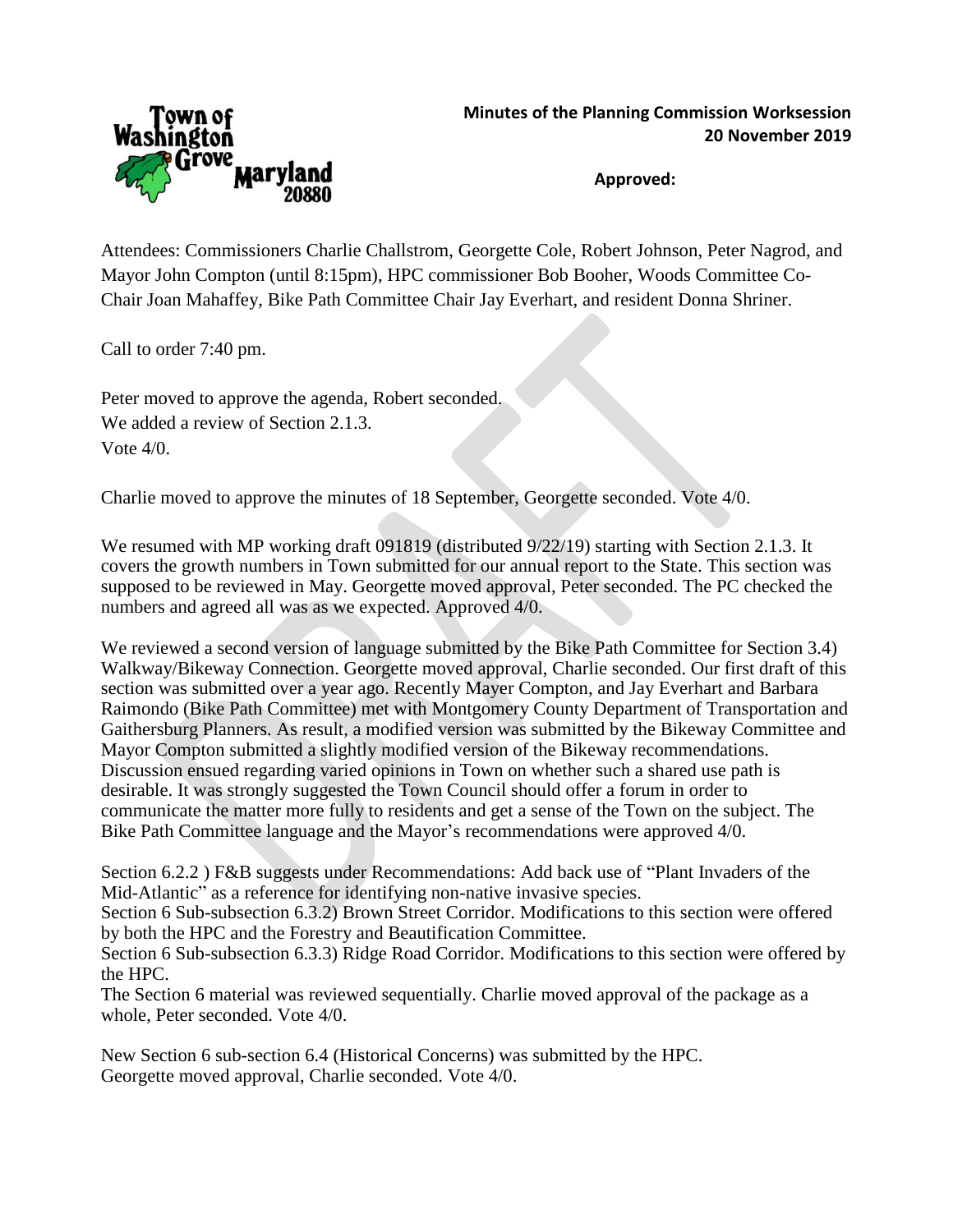**Minutes of the Planning Commission Worksession**
**20 November 2019**

**Approved:**

Attendees: Commissioners Charlie Challstrom, Georgette Cole, Robert Johnson, Peter Nagrod, and Mayor John Compton (until 8:15pm), HPC commissioner Bob Booher, Woods Committee Co-Chair Joan Mahaffey, Bike Path Committee Chair Jay Everhart, and resident Donna Shriner.

Call to order 7:40 pm.

Peter moved to approve the agenda, Robert seconded.
We added a review of Section 2.1.3.
Vote 4/0.

Charlie moved to approve the minutes of 18 September, Georgette seconded. Vote 4/0.

We resumed with MP working draft 091819 (distributed 9/22/19) starting with Section 2.1.3. It covers the growth numbers in Town submitted for our annual report to the State. This section was supposed to be reviewed in May. Georgette moved approval, Peter seconded. The PC checked the numbers and agreed all was as we expected. Approved 4/0.

We reviewed a second version of language submitted by the Bike Path Committee for Section 3.4) Walkway/Bikeway Connection. Georgette moved approval, Charlie seconded. Our first draft of this section was submitted over a year ago. Recently Mayer Compton, and Jay Everhart and Barbara Raimondo (Bike Path Committee) met with Montgomery County Department of Transportation and Gaithersburg Planners. As result, a modified version was submitted by the Bikeway Committee and Mayor Compton submitted a slightly modified version of the Bikeway recommendations. Discussion ensued regarding varied opinions in Town on whether such a shared use path is desirable. It was strongly suggested the Town Council should offer a forum in order to communicate the matter more fully to residents and get a sense of the Town on the subject. The Bike Path Committee language and the Mayor's recommendations were approved 4/0.

Section 6.2.2 ) F&B suggests under Recommendations: Add back use of "Plant Invaders of the Mid-Atlantic" as a reference for identifying non-native invasive species.
Section 6 Sub-subsection 6.3.2) Brown Street Corridor. Modifications to this section were offered by both the HPC and the Forestry and Beautification Committee.
Section 6 Sub-subsection 6.3.3) Ridge Road Corridor. Modifications to this section were offered by the HPC.
The Section 6 material was reviewed sequentially. Charlie moved approval of the package as a whole, Peter seconded. Vote 4/0.

New Section 6 sub-section 6.4 (Historical Concerns) was submitted by the HPC.
Georgette moved approval, Charlie seconded. Vote 4/0.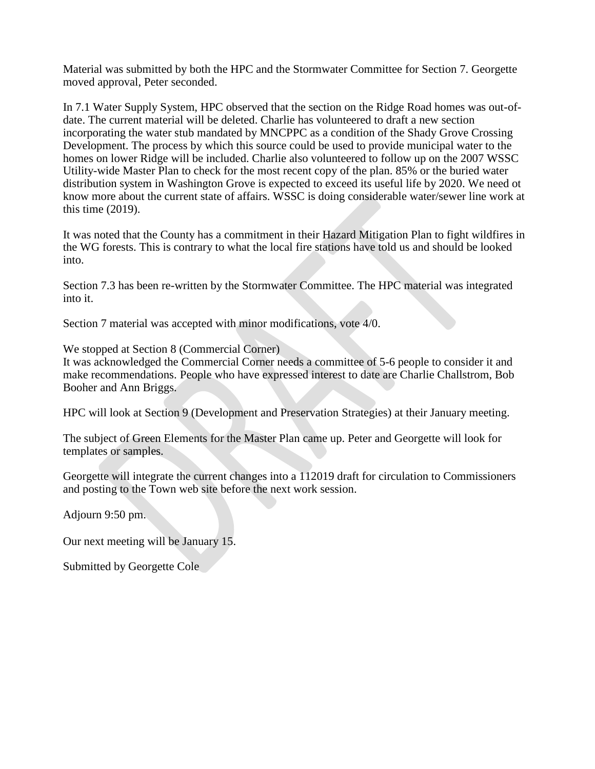Material was submitted by both the HPC and the Stormwater Committee for Section 7. Georgette moved approval, Peter seconded.

In 7.1 Water Supply System, HPC observed that the section on the Ridge Road homes was out-of-date. The current material will be deleted. Charlie has volunteered to draft a new section incorporating the water stub mandated by MNCPPC as a condition of the Shady Grove Crossing Development. The process by which this source could be used to provide municipal water to the homes on lower Ridge will be included. Charlie also volunteered to follow up on the 2007 WSSC Utility-wide Master Plan to check for the most recent copy of the plan. 85% or the buried water distribution system in Washington Grove is expected to exceed its useful life by 2020. We need ot know more about the current state of affairs. WSSC is doing considerable water/sewer line work at this time (2019).

It was noted that the County has a commitment in their Hazard Mitigation Plan to fight wildfires in the WG forests. This is contrary to what the local fire stations have told us and should be looked into.

Section 7.3 has been re-written by the Stormwater Committee. The HPC material was integrated into it.

Section 7 material was accepted with minor modifications, vote 4/0.

We stopped at Section 8 (Commercial Corner)
It was acknowledged the Commercial Corner needs a committee of 5-6 people to consider it and make recommendations. People who have expressed interest to date are Charlie Challstrom, Bob Booher and Ann Briggs.

HPC will look at Section 9 (Development and Preservation Strategies) at their January meeting.

The subject of Green Elements for the Master Plan came up. Peter and Georgette will look for templates or samples.

Georgette will integrate the current changes into a 112019 draft for circulation to Commissioners and posting to the Town web site before the next work session.

Adjourn 9:50 pm.

Our next meeting will be January 15.

Submitted by Georgette Cole